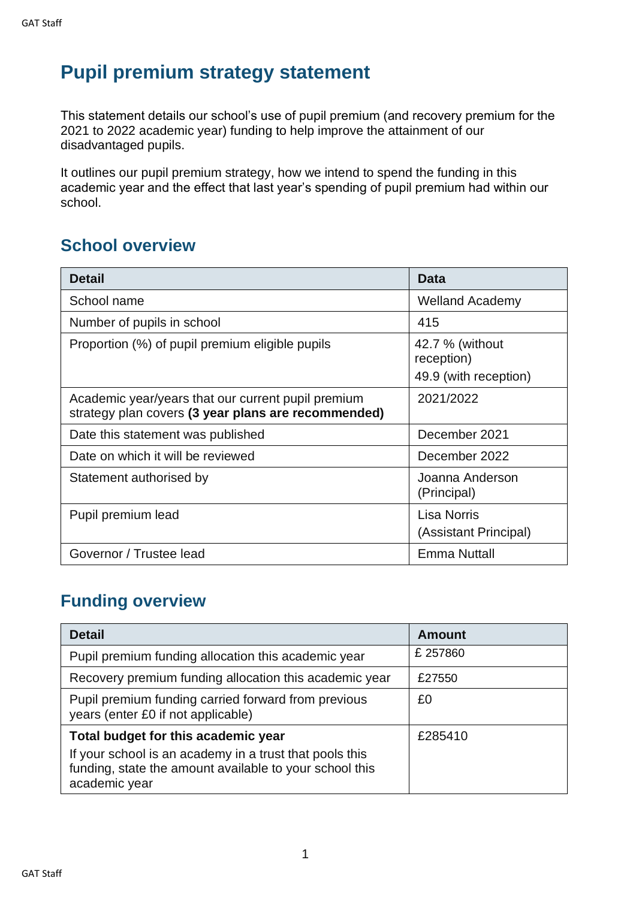# Pupil premium strategy statement

This statement details our school's use of pupil premium (and recovery premium for the 2021 to 2022 academic year) funding to help improve the attainment of our disadvantaged pupils.

It outlines our pupil premium strategy, how we intend to spend the funding in this academic year and the effect that last year's spending of pupil premium had within our school.

## School overview

| Detail | Data |
|---|---|
| School name | Welland Academy |
| Number of pupils in school | 415 |
| Proportion (%) of pupil premium eligible pupils | 42.7 % (without reception)<br>49.9 (with reception) |
| Academic year/years that our current pupil premium strategy plan covers **(3 year plans are recommended)** | 2021/2022 |
| Date this statement was published | December 2021 |
| Date on which it will be reviewed | December 2022 |
| Statement authorised by | Joanna Anderson (Principal) |
| Pupil premium lead | Lisa Norris<br>(Assistant Principal) |
| Governor / Trustee lead | Emma Nuttall |

## Funding overview

| Detail | Amount |
|---|---|
| Pupil premium funding allocation this academic year | £ 257860 |
| Recovery premium funding allocation this academic year | £27550 |
| Pupil premium funding carried forward from previous years (enter £0 if not applicable) | £0 |
| **Total budget for this academic year**<br>If your school is an academy in a trust that pools this funding, state the amount available to your school this academic year | £285410 |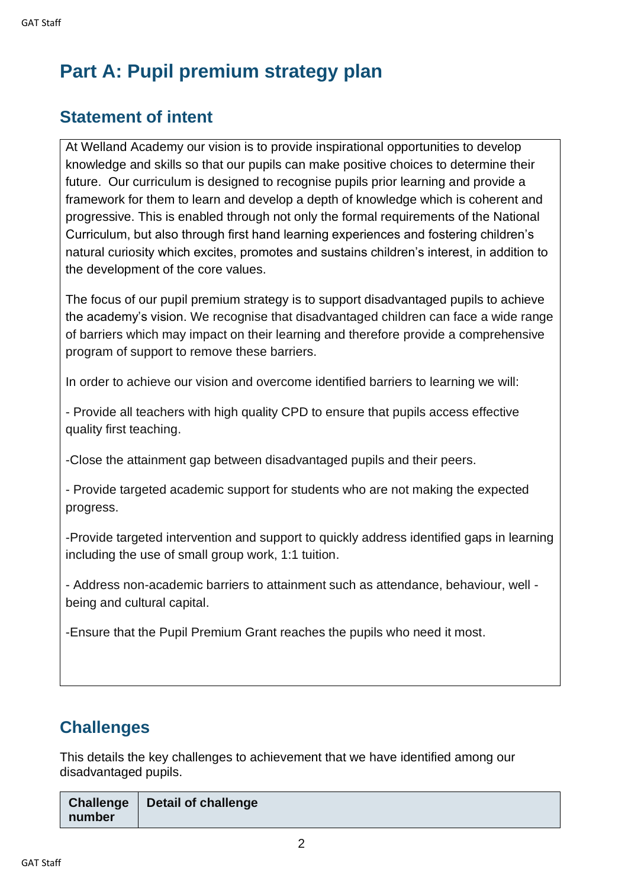# Part A: Pupil premium strategy plan

## Statement of intent

At Welland Academy our vision is to provide inspirational opportunities to develop knowledge and skills so that our pupils can make positive choices to determine their future. Our curriculum is designed to recognise pupils prior learning and provide a framework for them to learn and develop a depth of knowledge which is coherent and progressive. This is enabled through not only the formal requirements of the National Curriculum, but also through first hand learning experiences and fostering children's natural curiosity which excites, promotes and sustains children's interest, in addition to the development of the core values.

The focus of our pupil premium strategy is to support disadvantaged pupils to achieve the academy's vision. We recognise that disadvantaged children can face a wide range of barriers which may impact on their learning and therefore provide a comprehensive program of support to remove these barriers.

In order to achieve our vision and overcome identified barriers to learning we will:

- Provide all teachers with high quality CPD to ensure that pupils access effective quality first teaching.

-Close the attainment gap between disadvantaged pupils and their peers.

- Provide targeted academic support for students who are not making the expected progress.

-Provide targeted intervention and support to quickly address identified gaps in learning including the use of small group work, 1:1 tuition.

- Address non-academic barriers to attainment such as attendance, behaviour, well - being and cultural capital.

-Ensure that the Pupil Premium Grant reaches the pupils who need it most.

## Challenges

This details the key challenges to achievement that we have identified among our disadvantaged pupils.

| Challenge number | Detail of challenge |
|---|---|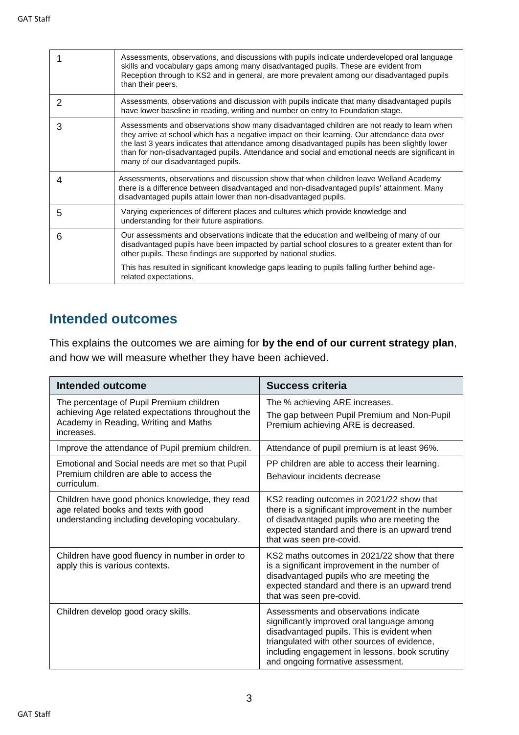| | |
|---|---|
| 1 | Assessments, observations, and discussions with pupils indicate underdeveloped oral language skills and vocabulary gaps among many disadvantaged pupils. These are evident from Reception through to KS2 and in general, are more prevalent among our disadvantaged pupils than their peers. |
| 2 | Assessments, observations and discussion with pupils indicate that many disadvantaged pupils have lower baseline in reading, writing and number on entry to Foundation stage. |
| 3 | Assessments and observations show many disadvantaged children are not ready to learn when they arrive at school which has a negative impact on their learning. Our attendance data over the last 3 years indicates that attendance among disadvantaged pupils has been slightly lower than for non-disadvantaged pupils. Attendance and social and emotional needs are significant in many of our disadvantaged pupils. |
| 4 | Assessments, observations and discussion show that when children leave Welland Academy there is a difference between disadvantaged and non-disadvantaged pupils' attainment. Many disadvantaged pupils attain lower than non-disadvantaged pupils. |
| 5 | Varying experiences of different places and cultures which provide knowledge and understanding for their future aspirations. |
| 6 | Our assessments and observations indicate that the education and wellbeing of many of our disadvantaged pupils have been impacted by partial school closures to a greater extent than for other pupils. These findings are supported by national studies.<br><br>This has resulted in significant knowledge gaps leading to pupils falling further behind age-related expectations. |

## Intended outcomes

This explains the outcomes we are aiming for **by the end of our current strategy plan**, and how we will measure whether they have been achieved.

| Intended outcome | Success criteria |
|---|---|
| The percentage of Pupil Premium children achieving Age related expectations throughout the Academy in Reading, Writing and Maths increases. | The % achieving ARE increases.<br><br>The gap between Pupil Premium and Non-Pupil Premium achieving ARE is decreased. |
| Improve the attendance of Pupil premium children. | Attendance of pupil premium is at least 96%. |
| Emotional and Social needs are met so that Pupil Premium children are able to access the curriculum. | PP children are able to access their learning.<br><br>Behaviour incidents decrease |
| Children have good phonics knowledge, they read age related books and texts with good understanding including developing vocabulary. | KS2 reading outcomes in 2021/22 show that there is a significant improvement in the number of disadvantaged pupils who are meeting the expected standard and there is an upward trend that was seen pre-covid. |
| Children have good fluency in number in order to apply this is various contexts. | KS2 maths outcomes in 2021/22 show that there is a significant improvement in the number of disadvantaged pupils who are meeting the expected standard and there is an upward trend that was seen pre-covid. |
| Children develop good oracy skills. | Assessments and observations indicate significantly improved oral language among disadvantaged pupils. This is evident when triangulated with other sources of evidence, including engagement in lessons, book scrutiny and ongoing formative assessment. |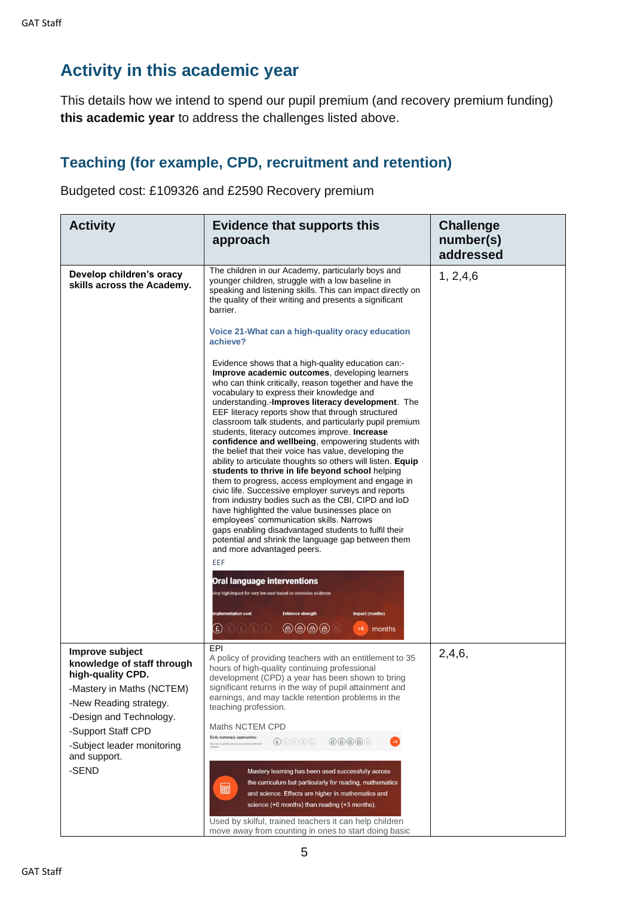## Activity in this academic year

This details how we intend to spend our pupil premium (and recovery premium funding) **this academic year** to address the challenges listed above.

### Teaching (for example, CPD, recruitment and retention)

Budgeted cost: £109326 and £2590 Recovery premium

| Activity | Evidence that supports this approach | Challenge number(s) addressed |
|---|---|---|
| **Develop children's oracy skills across the Academy.** | The children in our Academy, particularly boys and younger children, struggle with a low baseline in speaking and listening skills. This can impact directly on the quality of their writing and presents a significant barrier.<br><br>**Voice 21-What can a high-quality oracy education achieve?**<br><br>Evidence shows that a high-quality education can:- **Improve academic outcomes**, developing learners who can think critically, reason together and have the vocabulary to express their knowledge and understanding.-**Improves literacy development**. The EEF literacy reports show that through structured classroom talk students, and particularly pupil premium students, literacy outcomes improve. **Increase confidence and wellbeing**, empowering students with the belief that their voice has value, developing the ability to articulate thoughts so others will listen. **Equip students to thrive in life beyond school** helping them to progress, access employment and engage in civic life. Successive employer surveys and reports from industry bodies such as the CBI, CIPD and IoD have highlighted the value businesses place on employees' communication skills. Narrows gaps enabling disadvantaged students to fulfil their potential and shrink the language gap between them and more advantaged peers.<br><br>EEF<br><br>**Oral language interventions**<br>Very high impact for very low cost based on extensive evidence<br>Implementation cost, Evidence strength, Impact (months): +6 months | 1, 2,4,6 |
| **Improve subject knowledge of staff through high-quality CPD.**<br><br>-Mastery in Maths (NCTEM)<br><br>-New Reading strategy.<br><br>-Design and Technology.<br><br>-Support Staff CPD<br><br>-Subject leader monitoring and support.<br><br>-SEND | EPI<br>A policy of providing teachers with an entitlement to 35 hours of high-quality continuing professional development (CPD) a year has been shown to bring significant returns in the way of pupil attainment and earnings, and may tackle retention problems in the teaching profession.<br><br>Maths NCTEM CPD<br><br>Early numeracy approaches: +6<br><br>Mastery learning has been used successfully across the curriculum but particularly for reading, mathematics and science. Effects are higher in mathematics and science (+6 months) than reading (+3 months).<br><br>Used by skilful, trained teachers it can help children move away from counting in ones to start doing basic | 2,4,6, |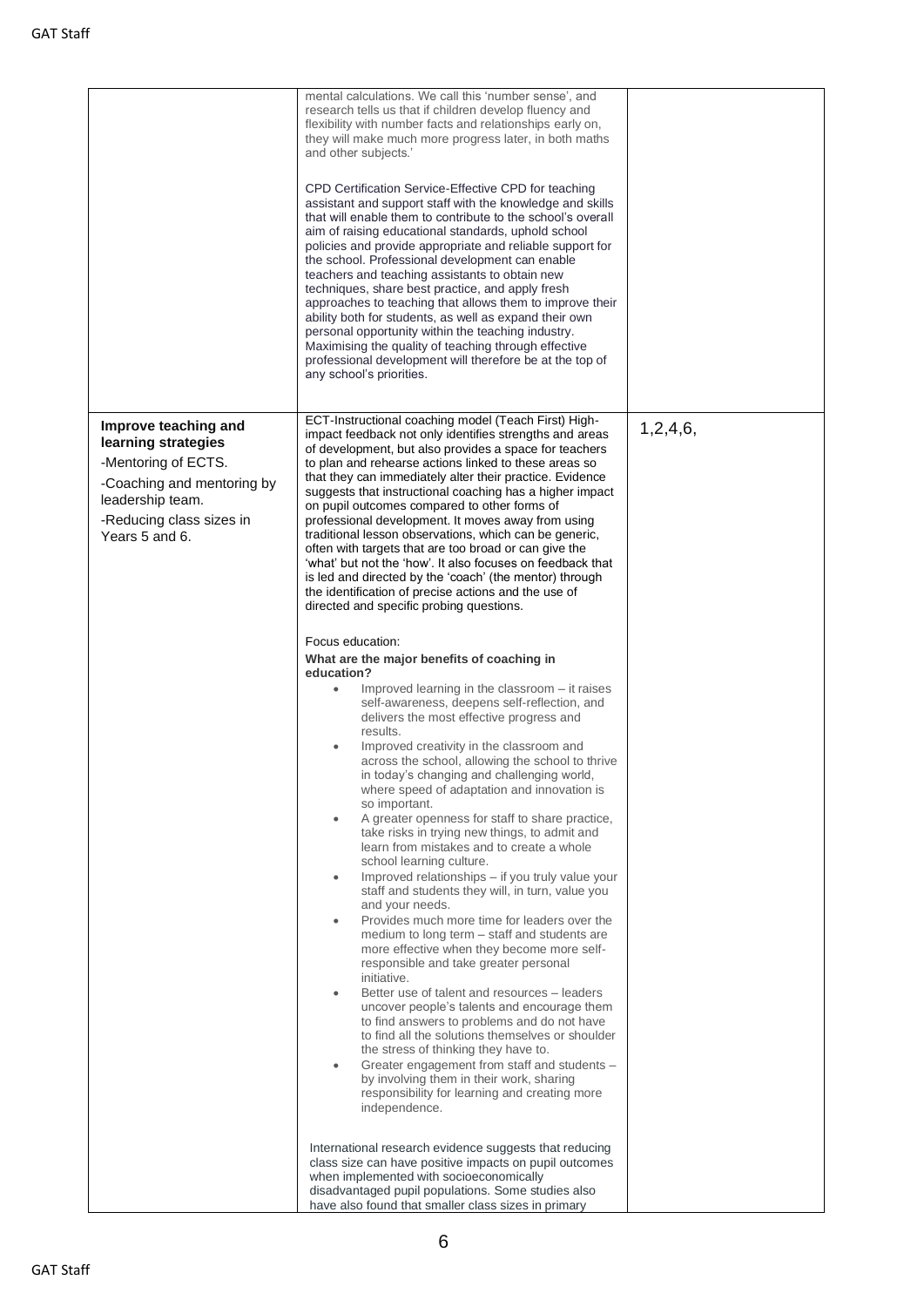| | | |
|---|---|---|
| | mental calculations. We call this 'number sense', and research tells us that if children develop fluency and flexibility with number facts and relationships early on, they will make much more progress later, in both maths and other subjects.'<br><br>CPD Certification Service-Effective CPD for teaching assistant and support staff with the knowledge and skills that will enable them to contribute to the school's overall aim of raising educational standards, uphold school policies and provide appropriate and reliable support for the school. Professional development can enable teachers and teaching assistants to obtain new techniques, share best practice, and apply fresh approaches to teaching that allows them to improve their ability both for students, as well as expand their own personal opportunity within the teaching industry. Maximising the quality of teaching through effective professional development will therefore be at the top of any school's priorities. | |
| **Improve teaching and learning strategies**<br>-Mentoring of ECTS.<br>-Coaching and mentoring by leadership team.<br>-Reducing class sizes in Years 5 and 6. | ECT-Instructional coaching model (Teach First) High-impact feedback not only identifies strengths and areas of development, but also provides a space for teachers to plan and rehearse actions linked to these areas so that they can immediately alter their practice. Evidence suggests that instructional coaching has a higher impact on pupil outcomes compared to other forms of professional development. It moves away from using traditional lesson observations, which can be generic, often with targets that are too broad or can give the 'what' but not the 'how'. It also focuses on feedback that is led and directed by the 'coach' (the mentor) through the identification of precise actions and the use of directed and specific probing questions.<br><br>Focus education:<br>**What are the major benefits of coaching in education?**<br>• Improved learning in the classroom – it raises self-awareness, deepens self-reflection, and delivers the most effective progress and results.<br>• Improved creativity in the classroom and across the school, allowing the school to thrive in today's changing and challenging world, where speed of adaptation and innovation is so important.<br>• A greater openness for staff to share practice, take risks in trying new things, to admit and learn from mistakes and to create a whole school learning culture.<br>• Improved relationships – if you truly value your staff and students they will, in turn, value you and your needs.<br>• Provides much more time for leaders over the medium to long term – staff and students are more effective when they become more self-responsible and take greater personal initiative.<br>• Better use of talent and resources – leaders uncover people's talents and encourage them to find answers to problems and do not have to find all the solutions themselves or shoulder the stress of thinking they have to.<br>• Greater engagement from staff and students – by involving them in their work, sharing responsibility for learning and creating more independence.<br><br>International research evidence suggests that reducing class size can have positive impacts on pupil outcomes when implemented with socioeconomically disadvantaged pupil populations. Some studies also have also found that smaller class sizes in primary | 1,2,4,6, |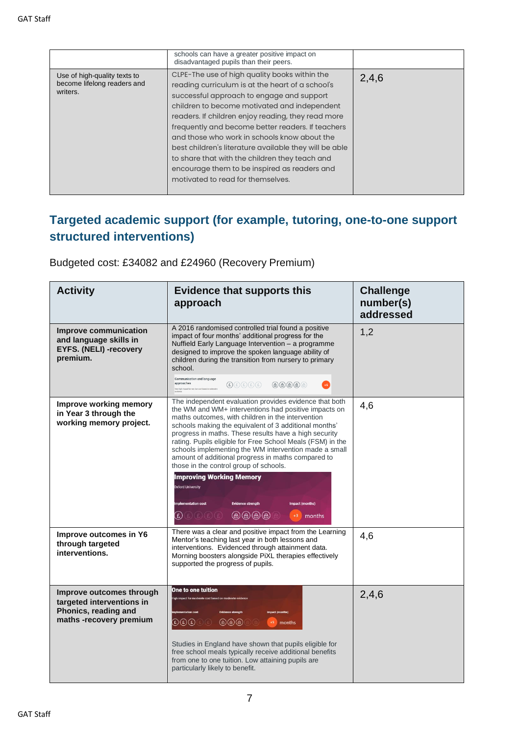|  | schools can have a greater positive impact on disadvantaged pupils than their peers. |  |
|---|---|---|
| Use of high-quality texts to become lifelong readers and writers. | CLPE-The use of high quality books within the reading curriculum is at the heart of a school's successful approach to engage and support children to become motivated and independent readers. If children enjoy reading, they read more frequently and become better readers. If teachers and those who work in schools know about the best children's literature available they will be able to share that with the children they teach and encourage them to be inspired as readers and motivated to read for themselves. | 2,4,6 |

## Targeted academic support (for example, tutoring, one-to-one support structured interventions)

Budgeted cost: £34082 and £24960 (Recovery Premium)

| Activity | Evidence that supports this approach | Challenge number(s) addressed |
|---|---|---|
| **Improve communication and language skills in EYFS. (NELI) -recovery premium.** | A 2016 randomised controlled trial found a positive impact of four months' additional progress for the Nuffield Early Language Intervention – a programme designed to improve the spoken language ability of children during the transition from nursery to primary school. Communication and language approaches: Very high impact for very low cost based on extensive evidence. +6 | 1,2 |
| **Improve working memory in Year 3 through the working memory project.** | The independent evaluation provides evidence that both the WM and WM+ interventions had positive impacts on maths outcomes, with children in the intervention schools making the equivalent of 3 additional months' progress in maths. These results have a high security rating. Pupils eligible for Free School Meals (FSM) in the schools implementing the WM intervention made a small amount of additional progress in maths compared to those in the control group of schools. Improving Working Memory – Oxford University. Implementation cost / Evidence strength / Impact (months): +3 months | 4,6 |
| **Improve outcomes in Y6 through targeted interventions.** | There was a clear and positive impact from the Learning Mentor's teaching last year in both lessons and interventions. Evidenced through attainment data. Morning boosters alongside PiXL therapies effectively supported the progress of pupils. | 4,6 |
| **Improve outcomes through targeted interventions in Phonics, reading and maths -recovery premium** | One to one tuition: High impact for moderate cost based on moderate evidence. Implementation cost / Evidence strength / Impact (months): +5 months<br><br>Studies in England have shown that pupils eligible for free school meals typically receive additional benefits from one to one tuition. Low attaining pupils are particularly likely to benefit. | 2,4,6 |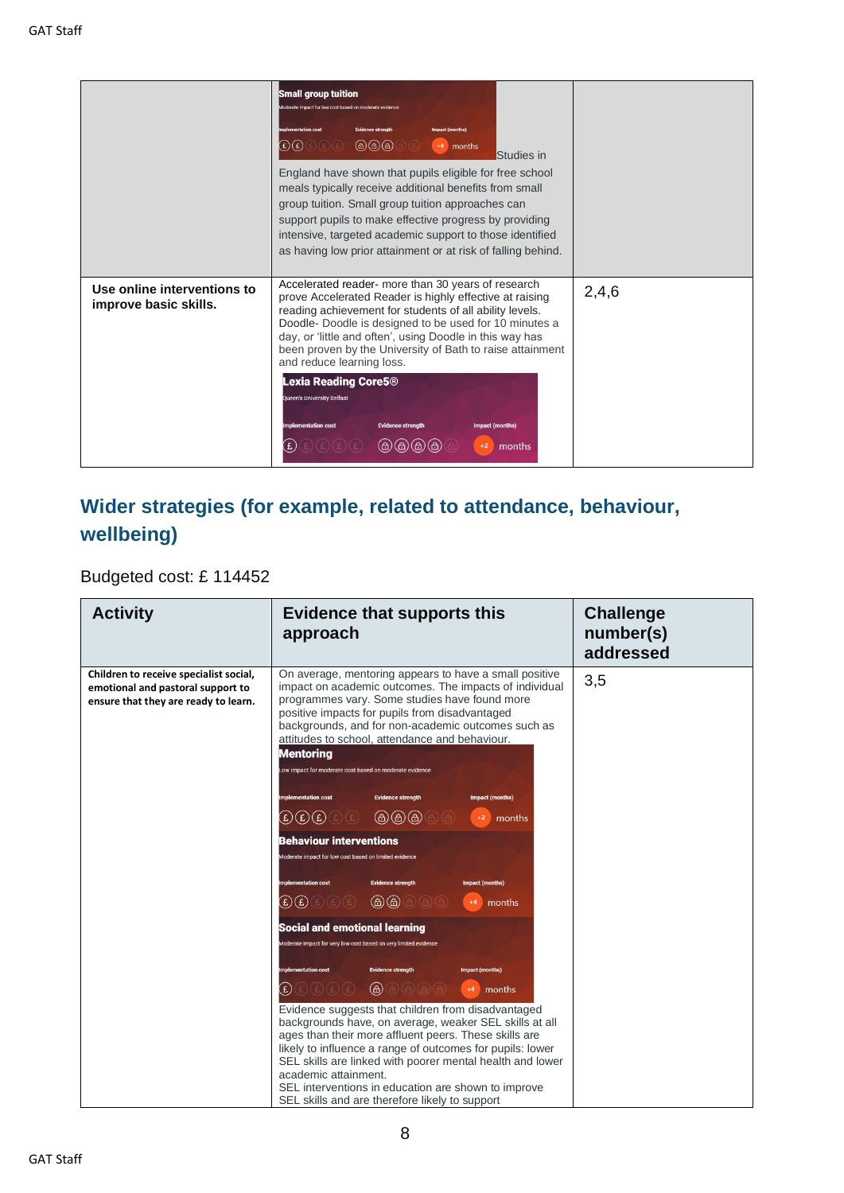| | | |
|---|---|---|
| | **Small group tuition** Moderate impact for low cost based on moderate evidence Implementation cost Evidence strength Impact (months) +4 months Studies in England have shown that pupils eligible for free school meals typically receive additional benefits from small group tuition. Small group tuition approaches can support pupils to make effective progress by providing intensive, targeted academic support to those identified as having low prior attainment or at risk of falling behind. | |
| **Use online interventions to improve basic skills.** | Accelerated reader- more than 30 years of research prove Accelerated Reader is highly effective at raising reading achievement for students of all ability levels. Doodle- Doodle is designed to be used for 10 minutes a day, or 'little and often', using Doodle in this way has been proven by the University of Bath to raise attainment and reduce learning loss. **Lexia Reading Core5®** Queen's University Belfast Implementation cost Evidence strength Impact (months) +2 months | 2,4,6 |

## Wider strategies (for example, related to attendance, behaviour, wellbeing)

Budgeted cost: £ 114452

| Activity | Evidence that supports this approach | Challenge number(s) addressed |
|---|---|---|
| **Children to receive specialist social, emotional and pastoral support to ensure that they are ready to learn.** | On average, mentoring appears to have a small positive impact on academic outcomes. The impacts of individual programmes vary. Some studies have found more positive impacts for pupils from disadvantaged backgrounds, and for non-academic outcomes such as attitudes to school, attendance and behaviour. **Mentoring** Low impact for moderate cost based on moderate evidence Implementation cost Evidence strength Impact (months) +2 months **Behaviour interventions** Moderate impact for low cost based on limited evidence Implementation cost Evidence strength Impact (months) +4 months **Social and emotional learning** Moderate impact for very low cost based on very limited evidence Implementation cost Evidence strength Impact (months) +4 months Evidence suggests that children from disadvantaged backgrounds have, on average, weaker SEL skills at all ages than their more affluent peers. These skills are likely to influence a range of outcomes for pupils: lower SEL skills are linked with poorer mental health and lower academic attainment. SEL interventions in education are shown to improve SEL skills and are therefore likely to support | 3,5 |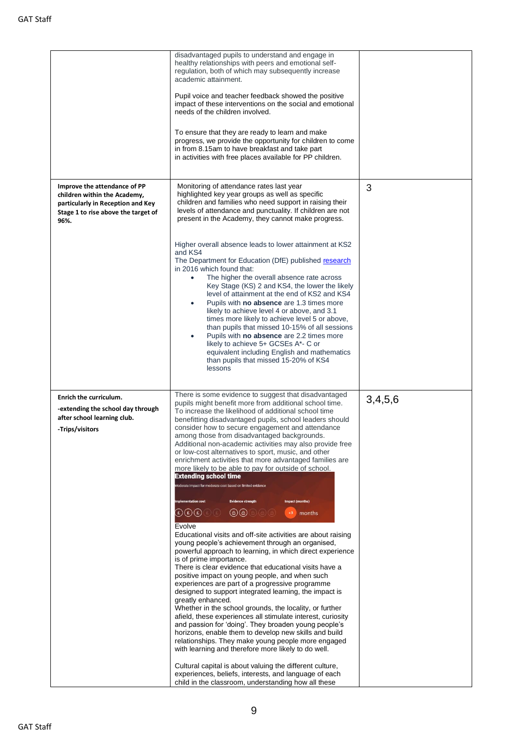| | | |
|---|---|---|
| | disadvantaged pupils to understand and engage in healthy relationships with peers and emotional self-regulation, both of which may subsequently increase academic attainment.<br><br>Pupil voice and teacher feedback showed the positive impact of these interventions on the social and emotional needs of the children involved.<br><br>To ensure that they are ready to learn and make progress, we provide the opportunity for children to come in from 8.15am to have breakfast and take part in activities with free places available for PP children. | |
| **Improve the attendance of PP children within the Academy, particularly in Reception and Key Stage 1 to rise above the target of 96%.** | Monitoring of attendance rates last year highlighted key year groups as well as specific children and families who need support in raising their levels of attendance and punctuality. If children are not present in the Academy, they cannot make progress.<br><br>Higher overall absence leads to lower attainment at KS2 and KS4<br>The Department for Education (DfE) published research in 2016 which found that:<br>• The higher the overall absence rate across Key Stage (KS) 2 and KS4, the lower the likely level of attainment at the end of KS2 and KS4<br>• Pupils with **no absence** are 1.3 times more likely to achieve level 4 or above, and 3.1 times more likely to achieve level 5 or above, than pupils that missed 10-15% of all sessions<br>• Pupils with **no absence** are 2.2 times more likely to achieve 5+ GCSEs A*- C or equivalent including English and mathematics than pupils that missed 15-20% of KS4 lessons | 3 |
| **Enrich the curriculum.**<br>**-extending the school day through after school learning club.**<br>**-Trips/visitors** | There is some evidence to suggest that disadvantaged pupils might benefit more from additional school time. To increase the likelihood of additional school time benefitting disadvantaged pupils, school leaders should consider how to secure engagement and attendance among those from disadvantaged backgrounds. Additional non-academic activities may also provide free or low-cost alternatives to sport, music, and other enrichment activities that more advantaged families are more likely to be able to pay for outside of school.<br>**Extending school time**<br>Moderate impact for moderate cost based on limited evidence<br>Implementation cost / Evidence strength / Impact (months): +3 months<br>Evolve<br>Educational visits and off-site activities are about raising young people's achievement through an organised, powerful approach to learning, in which direct experience is of prime importance.<br>There is clear evidence that educational visits have a positive impact on young people, and when such experiences are part of a progressive programme designed to support integrated learning, the impact is greatly enhanced.<br>Whether in the school grounds, the locality, or further afield, these experiences all stimulate interest, curiosity and passion for 'doing'. They broaden young people's horizons, enable them to develop new skills and build relationships. They make young people more engaged with learning and therefore more likely to do well.<br><br>Cultural capital is about valuing the different culture, experiences, beliefs, interests, and language of each child in the classroom, understanding how all these | 3,4,5,6 |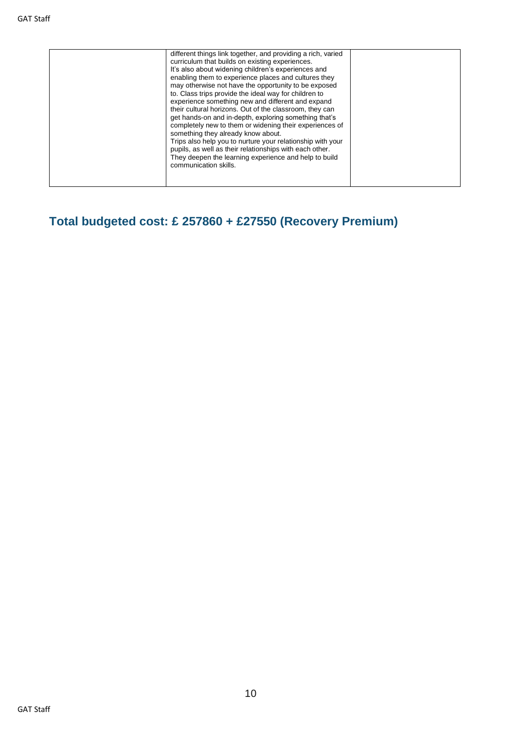| | | |
|---|---|---|
| | different things link together, and providing a rich, varied curriculum that builds on existing experiences. It's also about widening children's experiences and enabling them to experience places and cultures they may otherwise not have the opportunity to be exposed to. Class trips provide the ideal way for children to experience something new and different and expand their cultural horizons. Out of the classroom, they can get hands-on and in-depth, exploring something that's completely new to them or widening their experiences of something they already know about. Trips also help you to nurture your relationship with your pupils, as well as their relationships with each other. They deepen the learning experience and help to build communication skills. | |

## Total budgeted cost: £ 257860 + £27550 (Recovery Premium)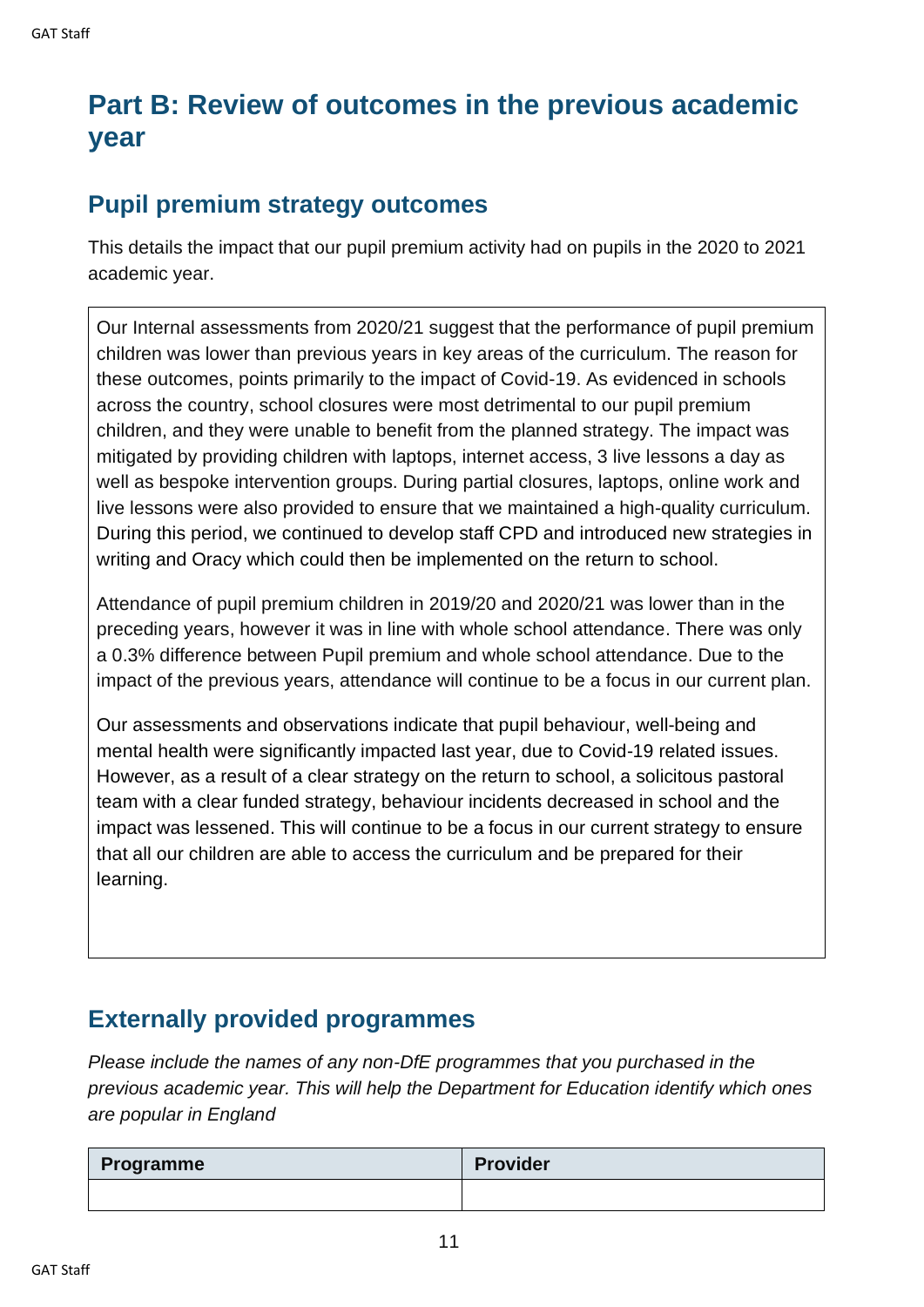# Part B: Review of outcomes in the previous academic year

## Pupil premium strategy outcomes

This details the impact that our pupil premium activity had on pupils in the 2020 to 2021 academic year.

Our Internal assessments from 2020/21 suggest that the performance of pupil premium children was lower than previous years in key areas of the curriculum. The reason for these outcomes, points primarily to the impact of Covid-19. As evidenced in schools across the country, school closures were most detrimental to our pupil premium children, and they were unable to benefit from the planned strategy. The impact was mitigated by providing children with laptops, internet access, 3 live lessons a day as well as bespoke intervention groups. During partial closures, laptops, online work and live lessons were also provided to ensure that we maintained a high-quality curriculum. During this period, we continued to develop staff CPD and introduced new strategies in writing and Oracy which could then be implemented on the return to school.

Attendance of pupil premium children in 2019/20 and 2020/21 was lower than in the preceding years, however it was in line with whole school attendance. There was only a 0.3% difference between Pupil premium and whole school attendance. Due to the impact of the previous years, attendance will continue to be a focus in our current plan.

Our assessments and observations indicate that pupil behaviour, well-being and mental health were significantly impacted last year, due to Covid-19 related issues. However, as a result of a clear strategy on the return to school, a solicitous pastoral team with a clear funded strategy, behaviour incidents decreased in school and the impact was lessened. This will continue to be a focus in our current strategy to ensure that all our children are able to access the curriculum and be prepared for their learning.

## Externally provided programmes

*Please include the names of any non-DfE programmes that you purchased in the previous academic year. This will help the Department for Education identify which ones are popular in England*

| Programme | Provider |
| --- | --- |
| | |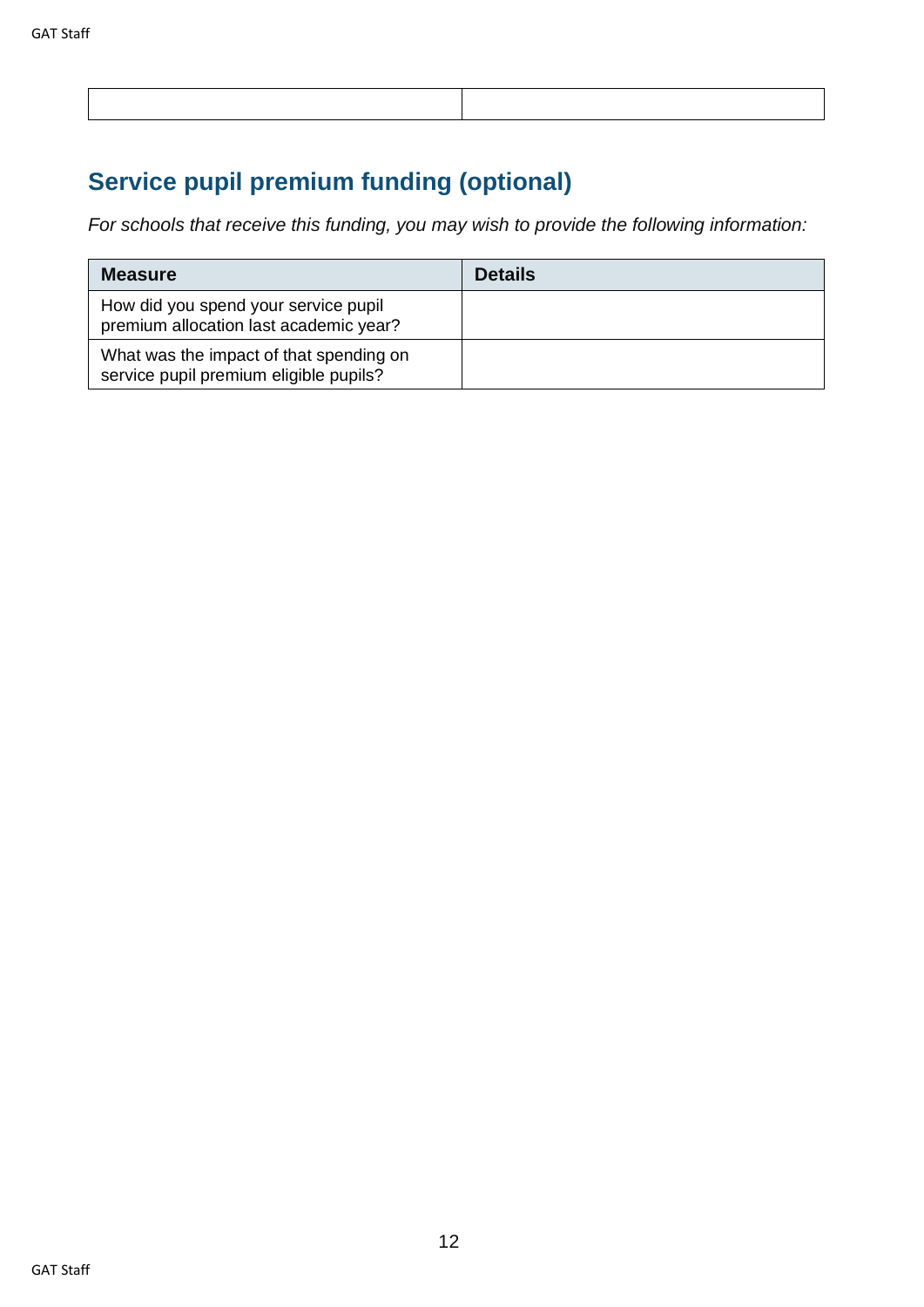| | |
|---|---|
| | |

## Service pupil premium funding (optional)

*For schools that receive this funding, you may wish to provide the following information:*

| Measure | Details |
|---|---|
| How did you spend your service pupil premium allocation last academic year? | |
| What was the impact of that spending on service pupil premium eligible pupils? | |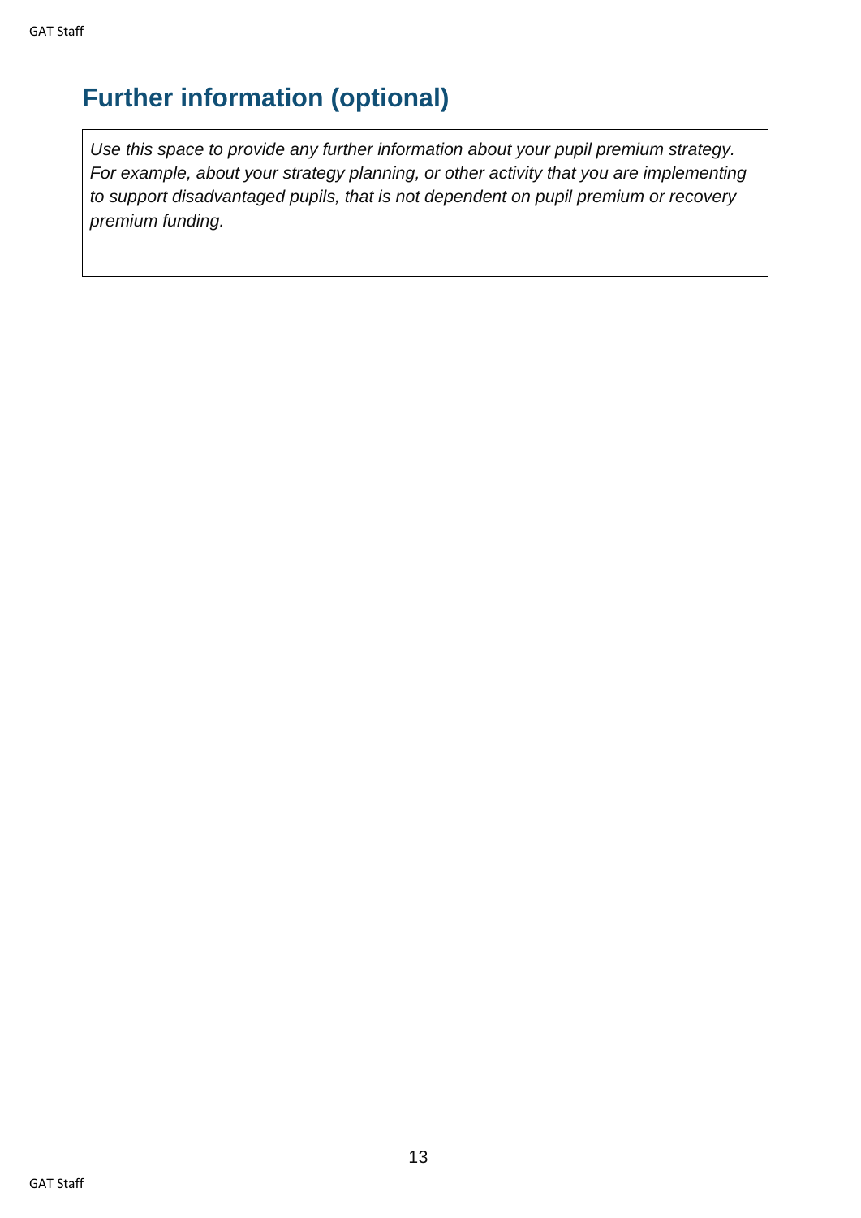## Further information (optional)

*Use this space to provide any further information about your pupil premium strategy. For example, about your strategy planning, or other activity that you are implementing to support disadvantaged pupils, that is not dependent on pupil premium or recovery premium funding.*